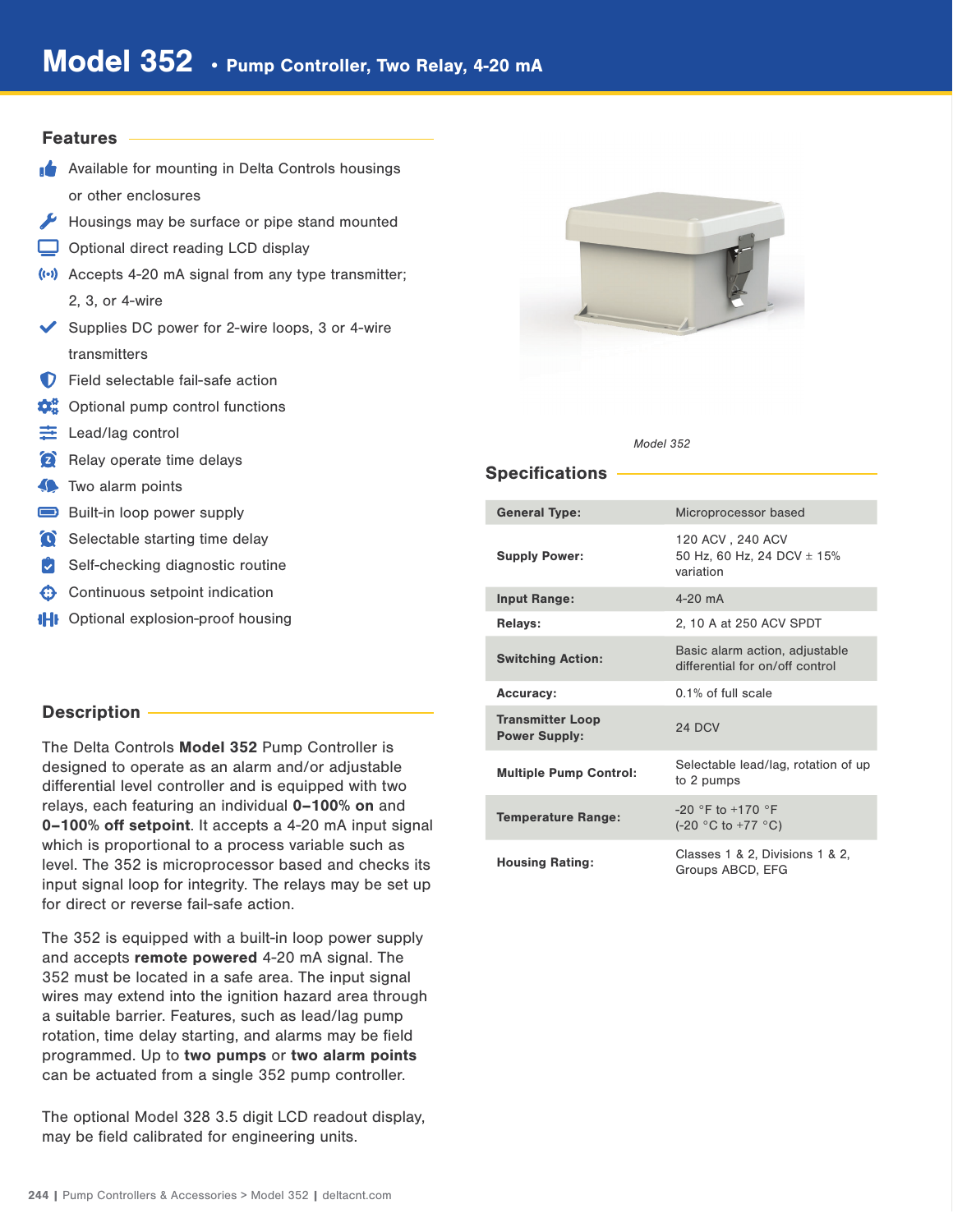# Model 352 • Pump Controller, Two Relay, 4-20 mA

## Features

- Available for mounting in Delta Controls housings or other enclosures
- Housings may be surface or pipe stand mounted
- Optional direct reading LCD display
- Accepts 4-20 mA signal from any type transmitter; 2, 3, or 4-wire
- Supplies DC power for 2-wire loops, 3 or 4-wire transmitters
- Field selectable fail-safe action
- Optional pump control functions
- Lead/lag control
- Relay operate time delays
- Two alarm points
- Built-in loop power supply
- Selectable starting time delay
- Self-checking diagnostic routine
- Continuous setpoint indication
- Optional explosion-proof housing

## Description

The Delta Controls **Model 352** Pump Controller is designed to operate as an alarm and/or adjustable differential level controller and is equipped with two relays, each featuring an individual **0–100% on** and **0–100% off setpoint**. It accepts a 4-20 mA input signal which is proportional to a process variable such as level. The 352 is microprocessor based and checks its input signal loop for integrity. The relays may be set up for direct or reverse fail-safe action.

The 352 is equipped with a built-in loop power supply and accepts **remote powered** 4-20 mA signal. The 352 must be located in a safe area. The input signal wires may extend into the ignition hazard area through a suitable barrier. Features, such as lead/lag pump rotation, time delay starting, and alarms may be field programmed. Up to **two pumps** or **two alarm points** can be actuated from a single 352 pump controller.

The optional Model 328 3.5 digit LCD readout display, may be field calibrated for engineering units.

*Model 352*

## Specifications

| | |
|---|---|
| **General Type:** | Microprocessor based |
| **Supply Power:** | 120 ACV , 240 ACV<br>50 Hz, 60 Hz, 24 DCV ± 15% variation |
| **Input Range:** | 4-20 mA |
| **Relays:** | 2, 10 A at 250 ACV SPDT |
| **Switching Action:** | Basic alarm action, adjustable differential for on/off control |
| **Accuracy:** | 0.1% of full scale |
| **Transmitter Loop Power Supply:** | 24 DCV |
| **Multiple Pump Control:** | Selectable lead/lag, rotation of up to 2 pumps |
| **Temperature Range:** | -20 °F to +170 °F<br>(-20 °C to +77 °C) |
| **Housing Rating:** | Classes 1 & 2, Divisions 1 & 2, Groups ABCD, EFG |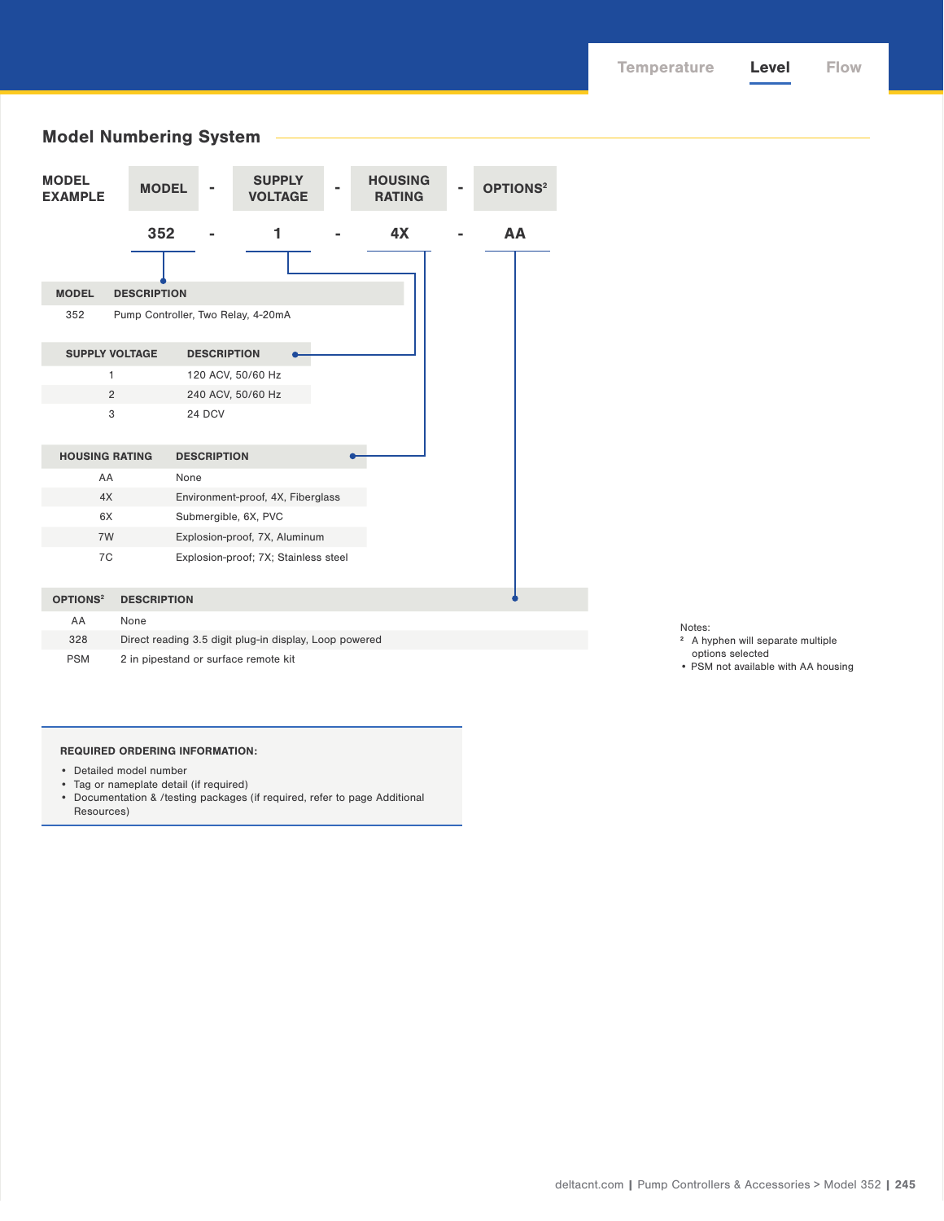## Model Numbering System

| MODEL EXAMPLE | MODEL | - | SUPPLY VOLTAGE | - | HOUSING RATING | - | OPTIONS[2] |
|---|---|---|---|---|---|---|---|
| | 352 | - | 1 | - | 4X | - | AA |

| MODEL | DESCRIPTION |
|---|---|
| 352 | Pump Controller, Two Relay, 4-20mA |

| SUPPLY VOLTAGE | DESCRIPTION |
|---|---|
| 1 | 120 ACV, 50/60 Hz |
| 2 | 240 ACV, 50/60 Hz |
| 3 | 24 DCV |

| HOUSING RATING | DESCRIPTION |
|---|---|
| AA | None |
| 4X | Environment-proof, 4X, Fiberglass |
| 6X | Submergible, 6X, PVC |
| 7W | Explosion-proof, 7X, Aluminum |
| 7C | Explosion-proof; 7X; Stainless steel |

| OPTIONS[2] | DESCRIPTION |
|---|---|
| AA | None |
| 328 | Direct reading 3.5 digit plug-in display, Loop powered |
| PSM | 2 in pipestand or surface remote kit |

Notes:
- [2] A hyphen will separate multiple options selected
- PSM not available with AA housing

**REQUIRED ORDERING INFORMATION:**

- Detailed model number
- Tag or nameplate detail (if required)
- Documentation & /testing packages (if required, refer to page Additional Resources)